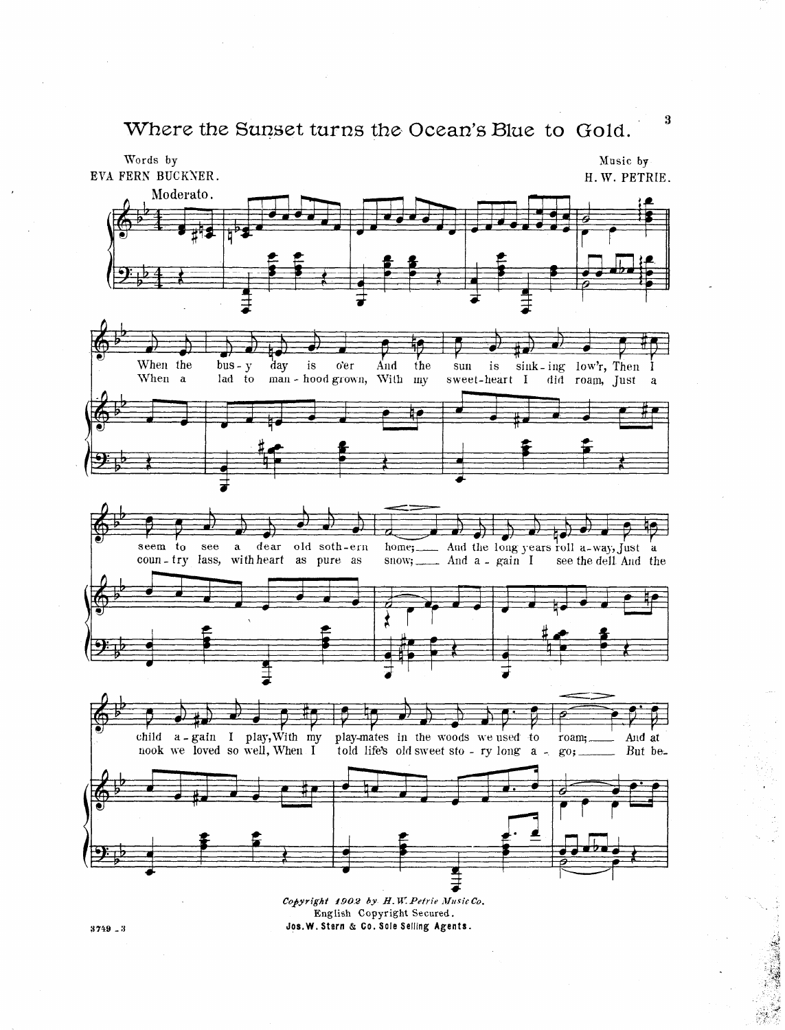# Where the Sunset turns the Ocean's Blue to Gold.

Words by
EVA FERN BUCKNER.

Music by
H. W. PETRIE.

Moderato.

When the bus - y day is o'er And the sun is sink - ing low'r, Then I seem to see a dear old soth - ern home; And the long years roll a - way, Just a child a - gain I play, With my play-mates in the woods we used to roam; And at

When a lad to man - hood grown, With my sweet-heart I did roam, Just a coun - try lass, with heart as pure as snow; And a - gain I see the dell And the nook we loved so well, When I told life's old sweet sto - ry long a - go; But be-

*Copyright 1902 by H. W. Petrie Music Co.*
English Copyright Secured.
**Jos. W. Stern & Co. Sole Selling Agents.**

3749 - 3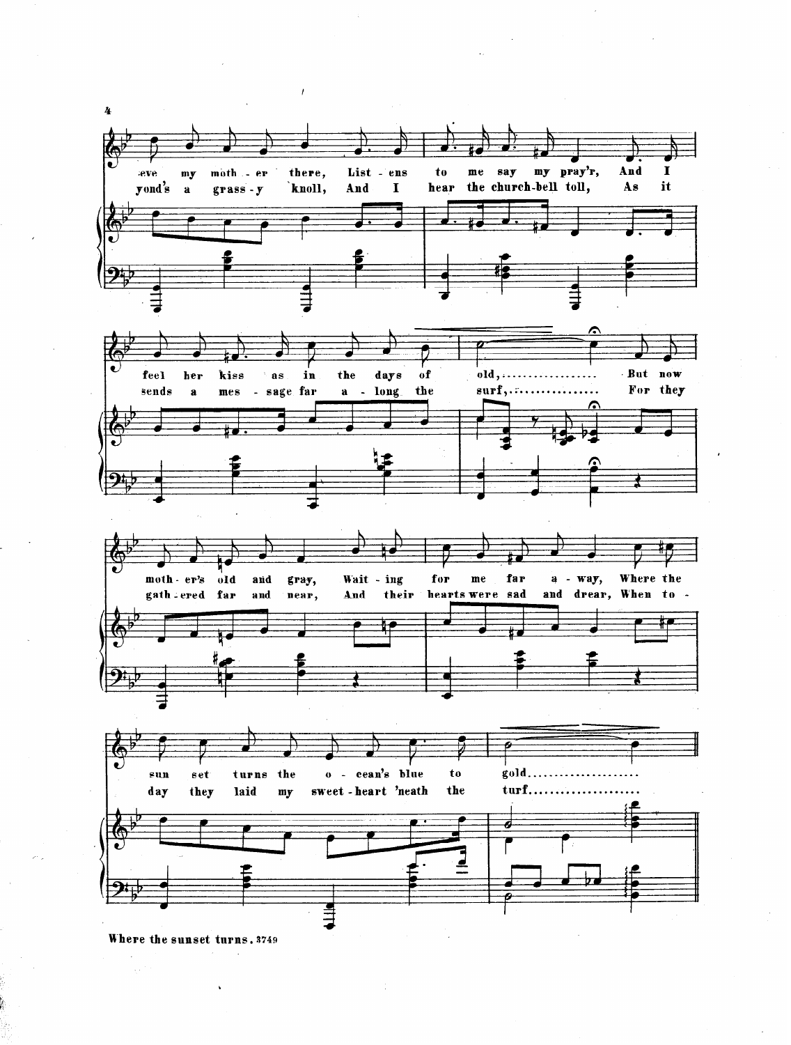eve my moth - er there, List - ens to me say my pray'r, And I
yond's a grass - y knoll, And I hear the church-bell toll, As it

feel her kiss as in the days of old,.................. But now
sends a mes - sage far a - long the surf,................. For they

moth - er's old and gray, Wait - ing for me far a - way, Where the
gath - ered far and near, And their hearts were sad and drear, When to -

sun set turns the o - cean's blue to gold.....................
day they laid my sweet - heart 'neath the turf.....................

Where the sunset turns. 3749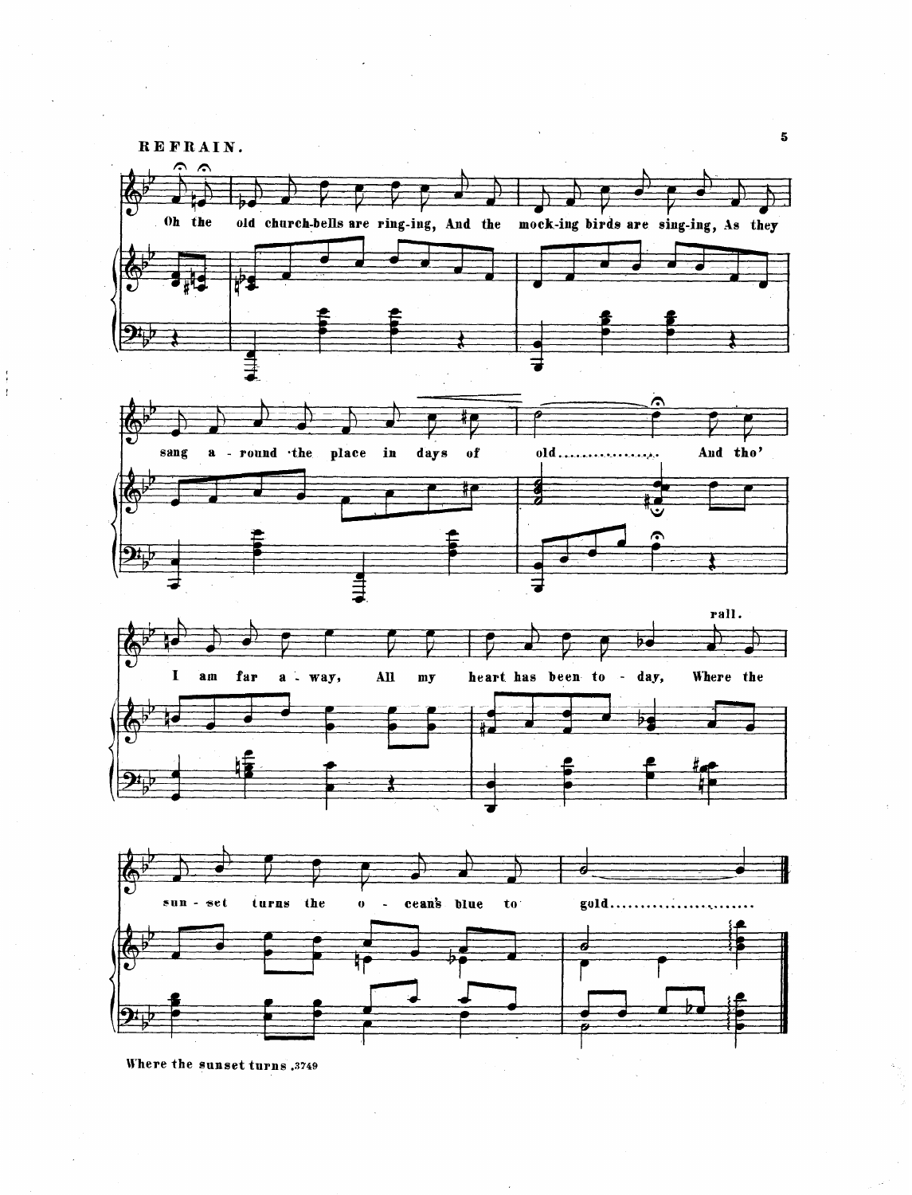REFRAIN.

Oh the old church-bells are ring-ing, And the mock-ing birds are sing-ing, As they sang a - round the place in days of old................ And tho' I am far a - way, All my heart has been to - day, Where the sun - set turns the o - cean's blue to gold......................

rall.

Where the sunset turns .3749